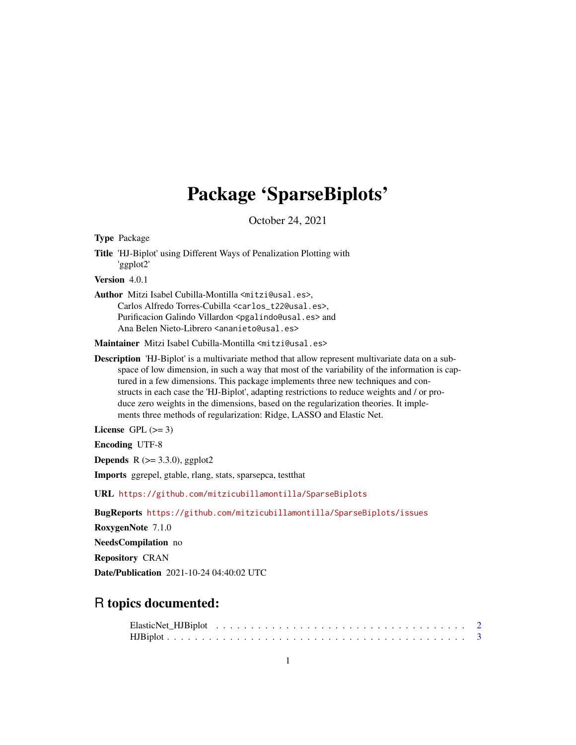# Package 'SparseBiplots'

October 24, 2021

**Type** Package

**Title** 'HJ-Biplot' using Different Ways of Penalization Plotting with 'ggplot2'

**Version** 4.0.1

**Author** Mitzi Isabel Cubilla-Montilla <mitzi@usal.es>, Carlos Alfredo Torres-Cubilla <carlos_t22@usal.es>, Purificacion Galindo Villardon <pgalindo@usal.es> and Ana Belen Nieto-Librero <ananieto@usal.es>

**Maintainer** Mitzi Isabel Cubilla-Montilla <mitzi@usal.es>

**Description** 'HJ-Biplot' is a multivariate method that allow represent multivariate data on a subspace of low dimension, in such a way that most of the variability of the information is captured in a few dimensions. This package implements three new techniques and constructs in each case the 'HJ-Biplot', adapting restrictions to reduce weights and / or produce zero weights in the dimensions, based on the regularization theories. It implements three methods of regularization: Ridge, LASSO and Elastic Net.

**License** GPL (>= 3)

**Encoding** UTF-8

**Depends** R (>= 3.3.0), ggplot2

**Imports** ggrepel, gtable, rlang, stats, sparsepca, testthat

**URL** https://github.com/mitzicubillamontilla/SparseBiplots

**BugReports** https://github.com/mitzicubillamontilla/SparseBiplots/issues

**RoxygenNote** 7.1.0

**NeedsCompilation** no

**Repository** CRAN

**Date/Publication** 2021-10-24 04:40:02 UTC

## R topics documented:

ElasticNet_HJBiplot . . . . . . . . . . . . . . . . . . . . . . . . . . . . . . . . . . 2
HJBiplot . . . . . . . . . . . . . . . . . . . . . . . . . . . . . . . . . . . . . . . . 3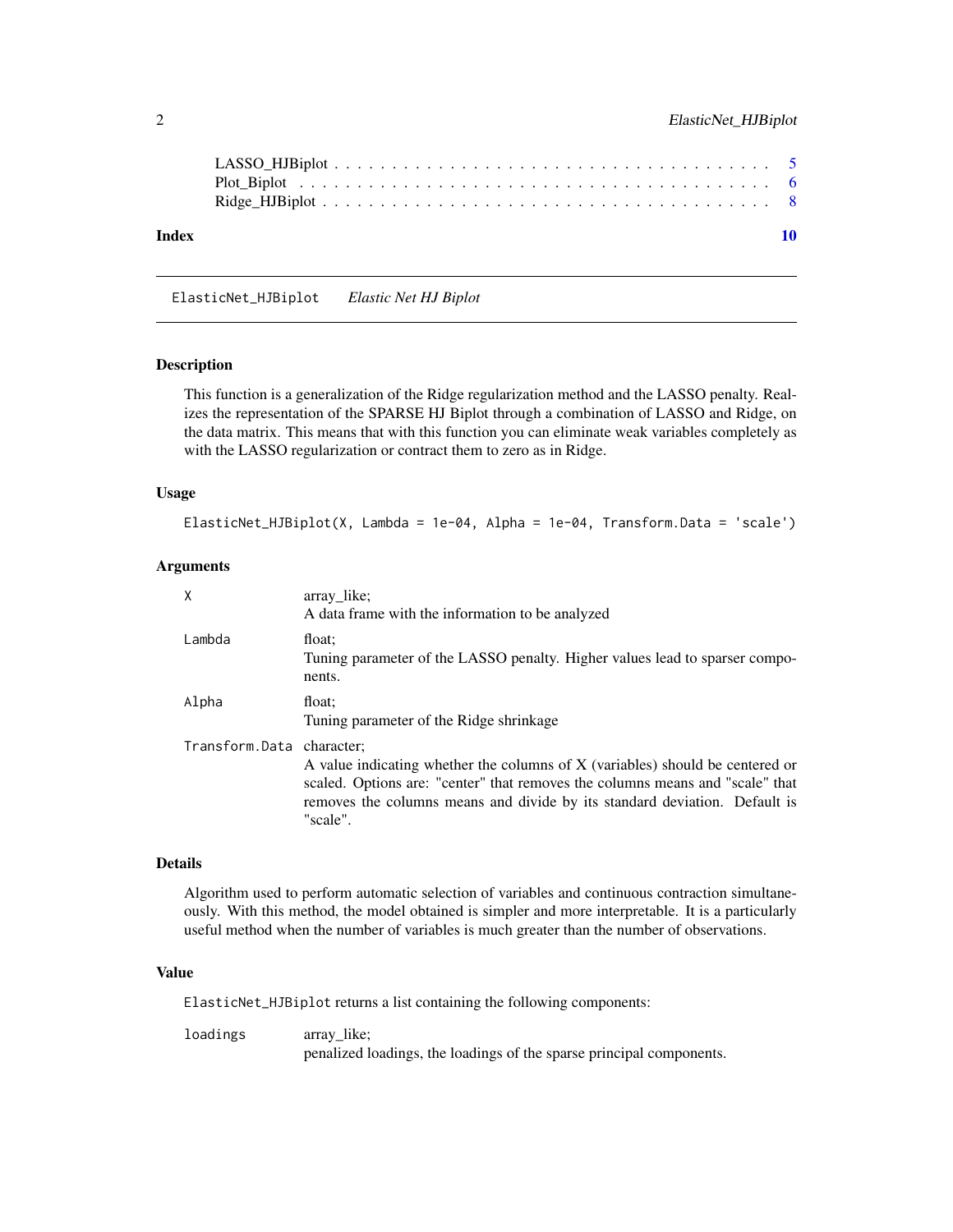LASSO_HJBiplot . . . . . . . . . . . . . . . . . . . . . . . . . . . . . . . . . . 5
Plot_Biplot . . . . . . . . . . . . . . . . . . . . . . . . . . . . . . . . . . . . 6
Ridge_HJBiplot . . . . . . . . . . . . . . . . . . . . . . . . . . . . . . . . . . 8

**Index** **10**

---

## ElasticNet_HJBiplot *Elastic Net HJ Biplot*

---

### Description

This function is a generalization of the Ridge regularization method and the LASSO penalty. Realizes the representation of the SPARSE HJ Biplot through a combination of LASSO and Ridge, on the data matrix. This means that with this function you can eliminate weak variables completely as with the LASSO regularization or contract them to zero as in Ridge.

### Usage

```
ElasticNet_HJBiplot(X, Lambda = 1e-04, Alpha = 1e-04, Transform.Data = 'scale')
```

### Arguments

| | |
|---|---|
| `X` | array_like;<br>A data frame with the information to be analyzed |
| `Lambda` | float;<br>Tuning parameter of the LASSO penalty. Higher values lead to sparser components. |
| `Alpha` | float;<br>Tuning parameter of the Ridge shrinkage |
| `Transform.Data` | character;<br>A value indicating whether the columns of X (variables) should be centered or scaled. Options are: "center" that removes the columns means and "scale" that removes the columns means and divide by its standard deviation. Default is "scale". |

### Details

Algorithm used to perform automatic selection of variables and continuous contraction simultaneously. With this method, the model obtained is simpler and more interpretable. It is a particularly useful method when the number of variables is much greater than the number of observations.

### Value

`ElasticNet_HJBiplot` returns a list containing the following components:

| | |
|---|---|
| `loadings` | array_like;<br>penalized loadings, the loadings of the sparse principal components. |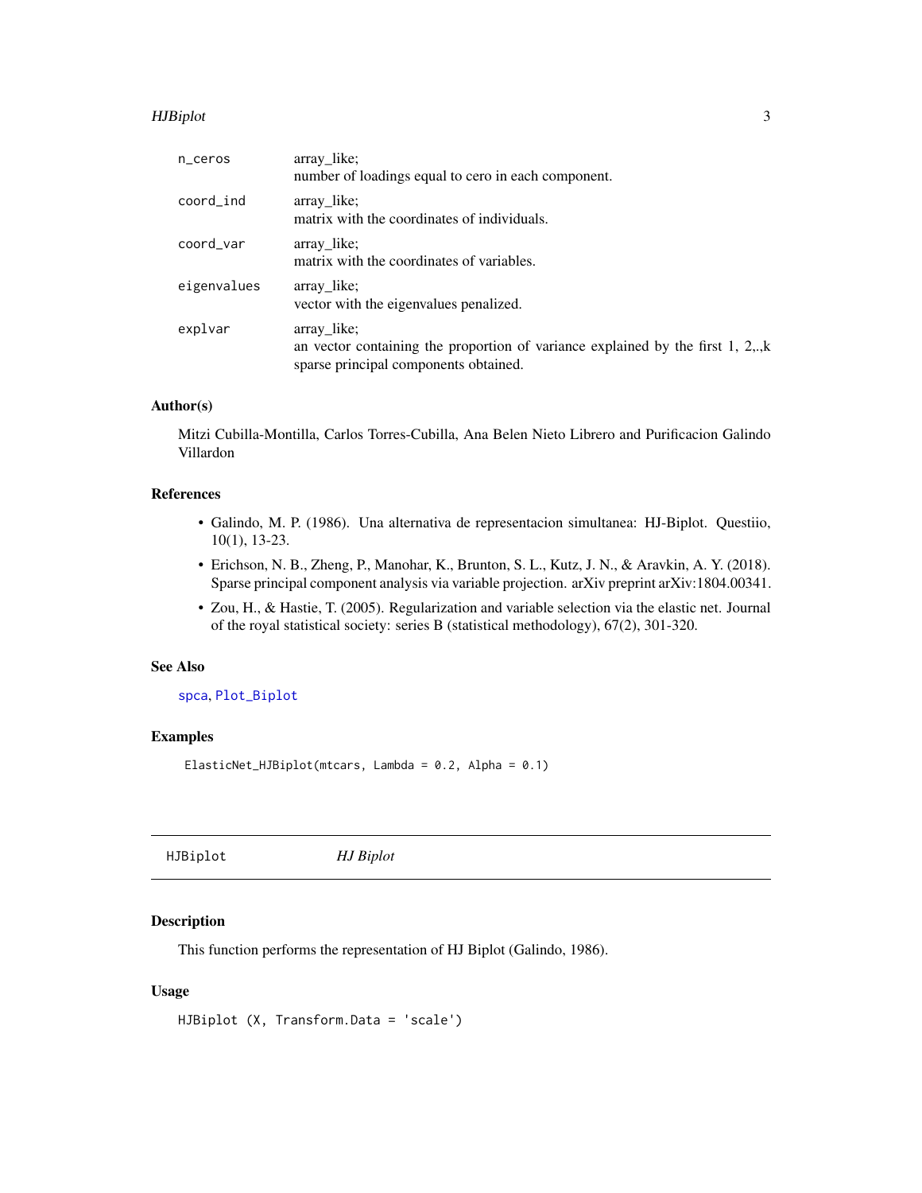| | |
|---|---|
| n_ceros | array_like;<br>number of loadings equal to cero in each component. |
| coord_ind | array_like;<br>matrix with the coordinates of individuals. |
| coord_var | array_like;<br>matrix with the coordinates of variables. |
| eigenvalues | array_like;<br>vector with the eigenvalues penalized. |
| explvar | array_like;<br>an vector containing the proportion of variance explained by the first 1, 2,.,k sparse principal components obtained. |

### Author(s)

Mitzi Cubilla-Montilla, Carlos Torres-Cubilla, Ana Belen Nieto Librero and Purificacion Galindo Villardon

### References

- Galindo, M. P. (1986). Una alternativa de representacion simultanea: HJ-Biplot. Questiio, 10(1), 13-23.
- Erichson, N. B., Zheng, P., Manohar, K., Brunton, S. L., Kutz, J. N., & Aravkin, A. Y. (2018). Sparse principal component analysis via variable projection. arXiv preprint arXiv:1804.00341.
- Zou, H., & Hastie, T. (2005). Regularization and variable selection via the elastic net. Journal of the royal statistical society: series B (statistical methodology), 67(2), 301-320.

### See Also

spca, Plot_Biplot

### Examples

```
ElasticNet_HJBiplot(mtcars, Lambda = 0.2, Alpha = 0.1)
```

---

## HJBiplot *HJ Biplot*

---

### Description

This function performs the representation of HJ Biplot (Galindo, 1986).

### Usage

```
HJBiplot (X, Transform.Data = 'scale')
```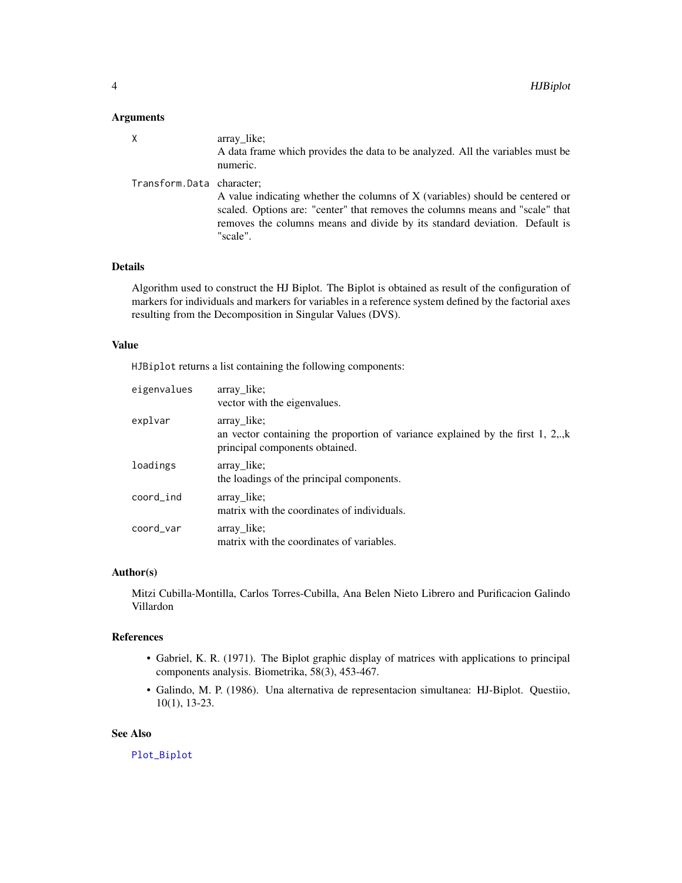## Arguments

| | |
|---|---|
| `X` | array_like;<br>A data frame which provides the data to be analyzed. All the variables must be numeric. |
| `Transform.Data` | character;<br>A value indicating whether the columns of X (variables) should be centered or scaled. Options are: "center" that removes the columns means and "scale" that removes the columns means and divide by its standard deviation. Default is "scale". |

## Details

Algorithm used to construct the HJ Biplot. The Biplot is obtained as result of the configuration of markers for individuals and markers for variables in a reference system defined by the factorial axes resulting from the Decomposition in Singular Values (DVS).

## Value

`HJBiplot` returns a list containing the following components:

| | |
|---|---|
| `eigenvalues` | array_like;<br>vector with the eigenvalues. |
| `explvar` | array_like;<br>an vector containing the proportion of variance explained by the first 1, 2,.,k principal components obtained. |
| `loadings` | array_like;<br>the loadings of the principal components. |
| `coord_ind` | array_like;<br>matrix with the coordinates of individuals. |
| `coord_var` | array_like;<br>matrix with the coordinates of variables. |

## Author(s)

Mitzi Cubilla-Montilla, Carlos Torres-Cubilla, Ana Belen Nieto Librero and Purificacion Galindo Villardon

## References

- Gabriel, K. R. (1971). The Biplot graphic display of matrices with applications to principal components analysis. Biometrika, 58(3), 453-467.
- Galindo, M. P. (1986). Una alternativa de representacion simultanea: HJ-Biplot. Questiio, 10(1), 13-23.

## See Also

`Plot_Biplot`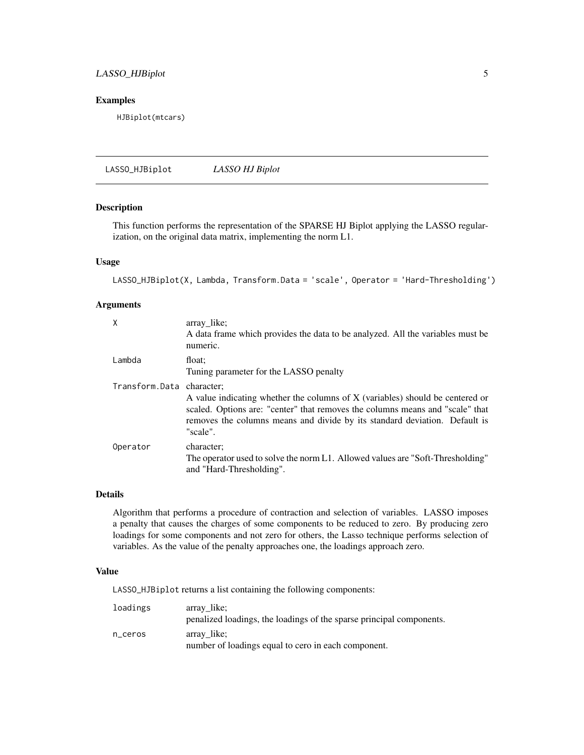## Examples

```
HJBiplot(mtcars)
```

---

## LASSO_HJBiplot — *LASSO HJ Biplot*

### Description

This function performs the representation of the SPARSE HJ Biplot applying the LASSO regularization, on the original data matrix, implementing the norm L1.

### Usage

```
LASSO_HJBiplot(X, Lambda, Transform.Data = 'scale', Operator = 'Hard-Thresholding')
```

### Arguments

| | |
|---|---|
| X | array_like;<br>A data frame which provides the data to be analyzed. All the variables must be numeric. |
| Lambda | float;<br>Tuning parameter for the LASSO penalty |
| Transform.Data | character;<br>A value indicating whether the columns of X (variables) should be centered or scaled. Options are: "center" that removes the columns means and "scale" that removes the columns means and divide by its standard deviation. Default is "scale". |
| Operator | character;<br>The operator used to solve the norm L1. Allowed values are "Soft-Thresholding" and "Hard-Thresholding". |

### Details

Algorithm that performs a procedure of contraction and selection of variables. LASSO imposes a penalty that causes the charges of some components to be reduced to zero. By producing zero loadings for some components and not zero for others, the Lasso technique performs selection of variables. As the value of the penalty approaches one, the loadings approach zero.

### Value

LASSO_HJBiplot returns a list containing the following components:

| | |
|---|---|
| loadings | array_like;<br>penalized loadings, the loadings of the sparse principal components. |
| n_ceros | array_like;<br>number of loadings equal to cero in each component. |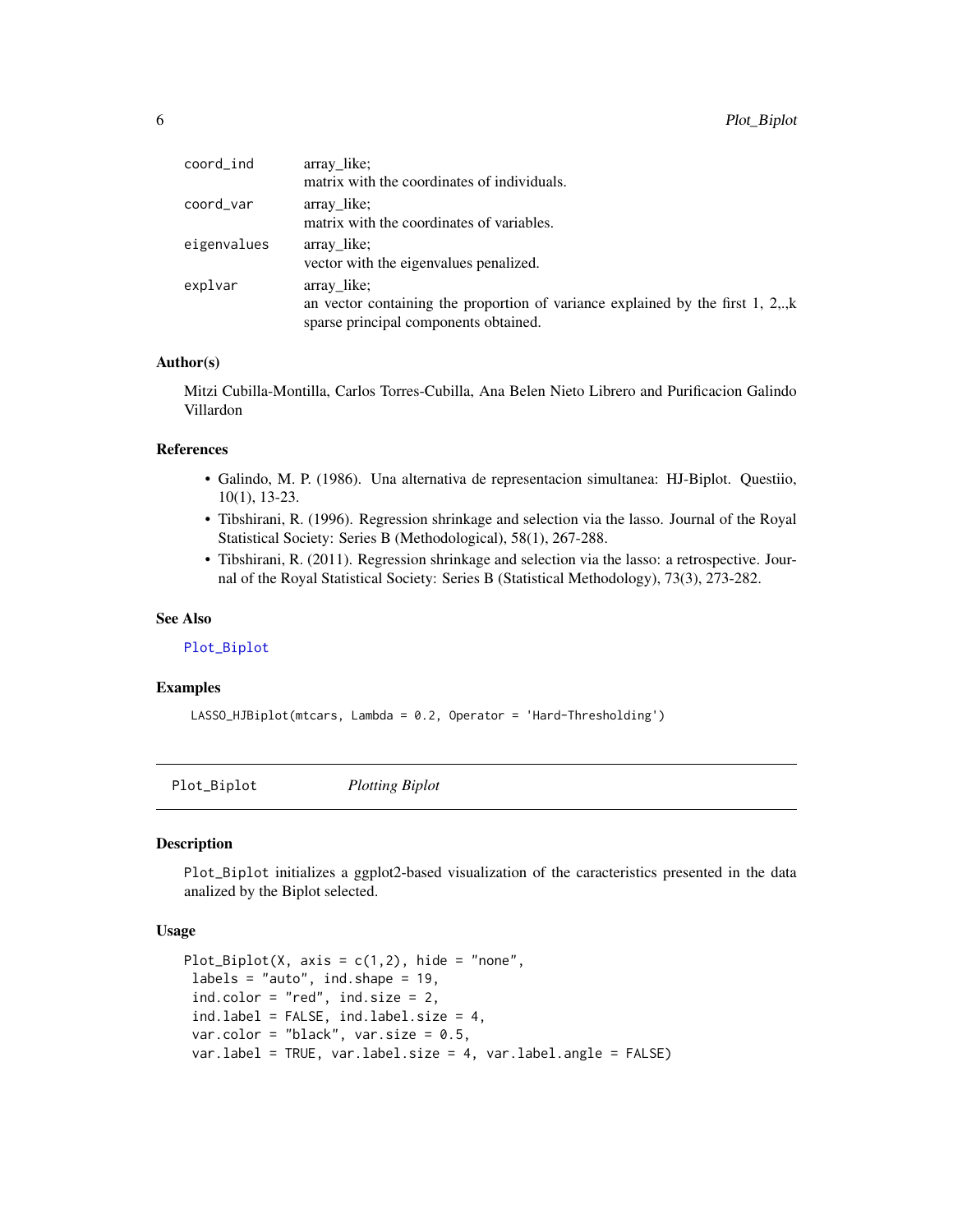| | |
|---|---|
| coord_ind | array_like;<br>matrix with the coordinates of individuals. |
| coord_var | array_like;<br>matrix with the coordinates of variables. |
| eigenvalues | array_like;<br>vector with the eigenvalues penalized. |
| explvar | array_like;<br>an vector containing the proportion of variance explained by the first 1, 2,.,k sparse principal components obtained. |

### Author(s)

Mitzi Cubilla-Montilla, Carlos Torres-Cubilla, Ana Belen Nieto Librero and Purificacion Galindo Villardon

### References

- Galindo, M. P. (1986). Una alternativa de representacion simultanea: HJ-Biplot. Questiio, 10(1), 13-23.
- Tibshirani, R. (1996). Regression shrinkage and selection via the lasso. Journal of the Royal Statistical Society: Series B (Methodological), 58(1), 267-288.
- Tibshirani, R. (2011). Regression shrinkage and selection via the lasso: a retrospective. Journal of the Royal Statistical Society: Series B (Statistical Methodology), 73(3), 273-282.

### See Also

Plot_Biplot

### Examples

```
LASSO_HJBiplot(mtcars, Lambda = 0.2, Operator = 'Hard-Thresholding')
```

## Plot_Biplot *Plotting Biplot*

### Description

Plot_Biplot initializes a ggplot2-based visualization of the caracteristics presented in the data analized by the Biplot selected.

### Usage

```
Plot_Biplot(X, axis = c(1,2), hide = "none",
 labels = "auto", ind.shape = 19,
 ind.color = "red", ind.size = 2,
 ind.label = FALSE, ind.label.size = 4,
 var.color = "black", var.size = 0.5,
 var.label = TRUE, var.label.size = 4, var.label.angle = FALSE)
```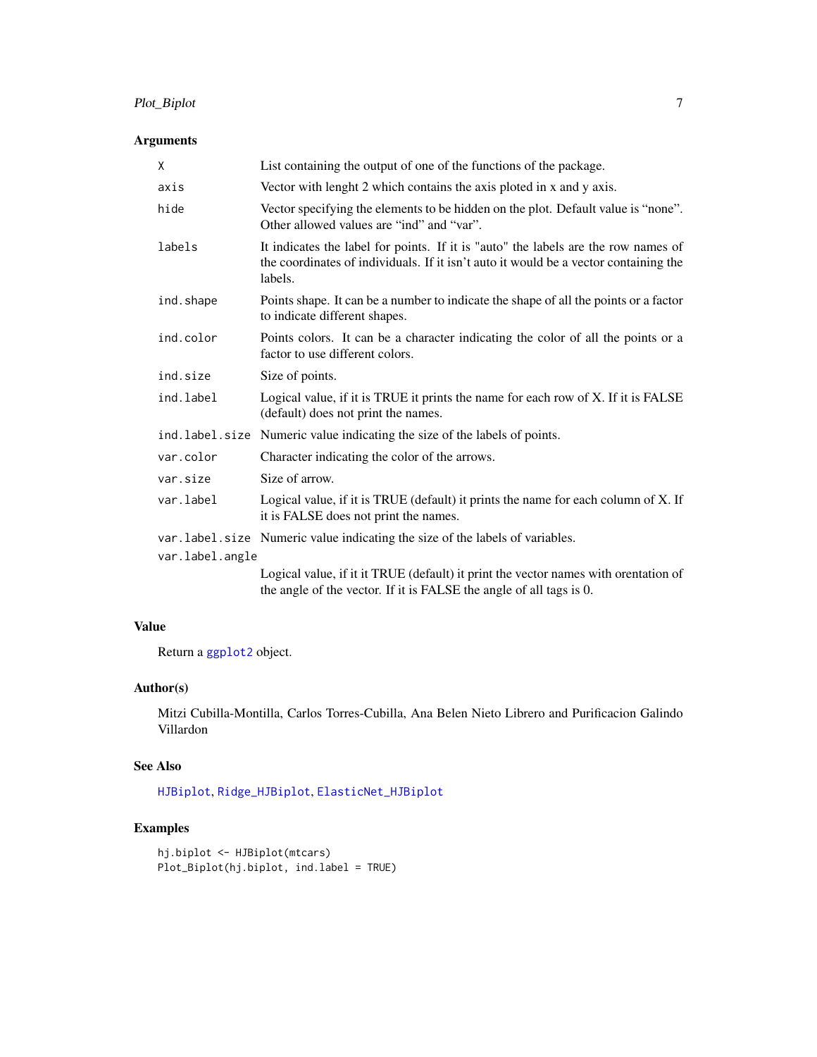### Arguments

| | |
|---|---|
| `X` | List containing the output of one of the functions of the package. |
| `axis` | Vector with lenght 2 which contains the axis ploted in x and y axis. |
| `hide` | Vector specifying the elements to be hidden on the plot. Default value is “none”. Other allowed values are “ind” and “var”. |
| `labels` | It indicates the label for points. If it is "auto" the labels are the row names of the coordinates of individuals. If it isn’t auto it would be a vector containing the labels. |
| `ind.shape` | Points shape. It can be a number to indicate the shape of all the points or a factor to indicate different shapes. |
| `ind.color` | Points colors. It can be a character indicating the color of all the points or a factor to use different colors. |
| `ind.size` | Size of points. |
| `ind.label` | Logical value, if it is TRUE it prints the name for each row of X. If it is FALSE (default) does not print the names. |
| `ind.label.size` | Numeric value indicating the size of the labels of points. |
| `var.color` | Character indicating the color of the arrows. |
| `var.size` | Size of arrow. |
| `var.label` | Logical value, if it is TRUE (default) it prints the name for each column of X. If it is FALSE does not print the names. |
| `var.label.size` | Numeric value indicating the size of the labels of variables. |
| `var.label.angle` | Logical value, if it it TRUE (default) it print the vector names with orentation of the angle of the vector. If it is FALSE the angle of all tags is 0. |

### Value

Return a `ggplot2` object.

### Author(s)

Mitzi Cubilla-Montilla, Carlos Torres-Cubilla, Ana Belen Nieto Librero and Purificacion Galindo Villardon

### See Also

`HJBiplot`, `Ridge_HJBiplot`, `ElasticNet_HJBiplot`

### Examples

```
hj.biplot <- HJBiplot(mtcars)
Plot_Biplot(hj.biplot, ind.label = TRUE)
```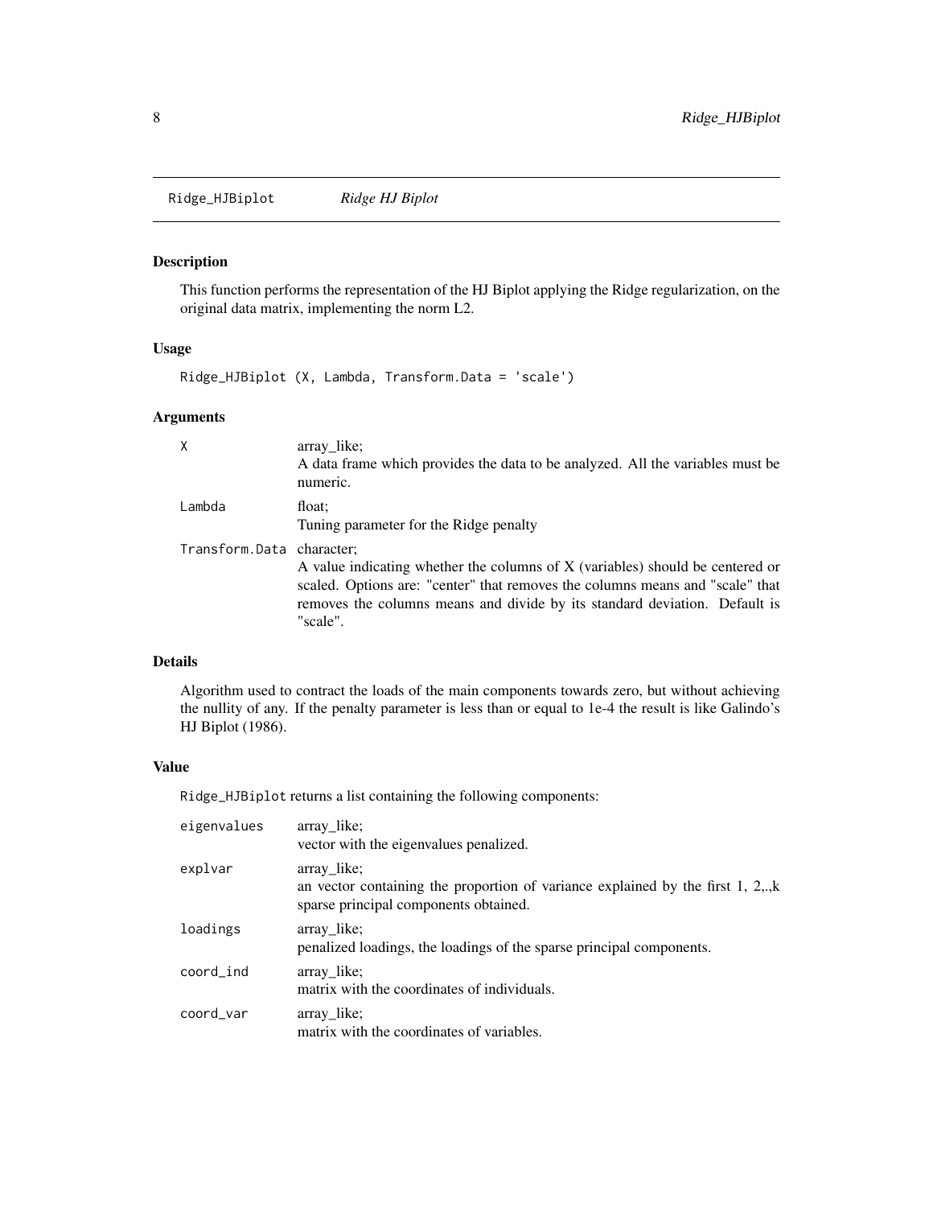## Ridge_HJBiplot — *Ridge HJ Biplot*

### Description

This function performs the representation of the HJ Biplot applying the Ridge regularization, on the original data matrix, implementing the norm L2.

### Usage

```
Ridge_HJBiplot (X, Lambda, Transform.Data = 'scale')
```

### Arguments

| | |
|---|---|
| `X` | array_like;<br>A data frame which provides the data to be analyzed. All the variables must be numeric. |
| `Lambda` | float;<br>Tuning parameter for the Ridge penalty |
| `Transform.Data` | character;<br>A value indicating whether the columns of X (variables) should be centered or scaled. Options are: "center" that removes the columns means and "scale" that removes the columns means and divide by its standard deviation. Default is "scale". |

### Details

Algorithm used to contract the loads of the main components towards zero, but without achieving the nullity of any. If the penalty parameter is less than or equal to 1e-4 the result is like Galindo's HJ Biplot (1986).

### Value

`Ridge_HJBiplot` returns a list containing the following components:

| | |
|---|---|
| `eigenvalues` | array_like;<br>vector with the eigenvalues penalized. |
| `explvar` | array_like;<br>an vector containing the proportion of variance explained by the first 1, 2,.,k sparse principal components obtained. |
| `loadings` | array_like;<br>penalized loadings, the loadings of the sparse principal components. |
| `coord_ind` | array_like;<br>matrix with the coordinates of individuals. |
| `coord_var` | array_like;<br>matrix with the coordinates of variables. |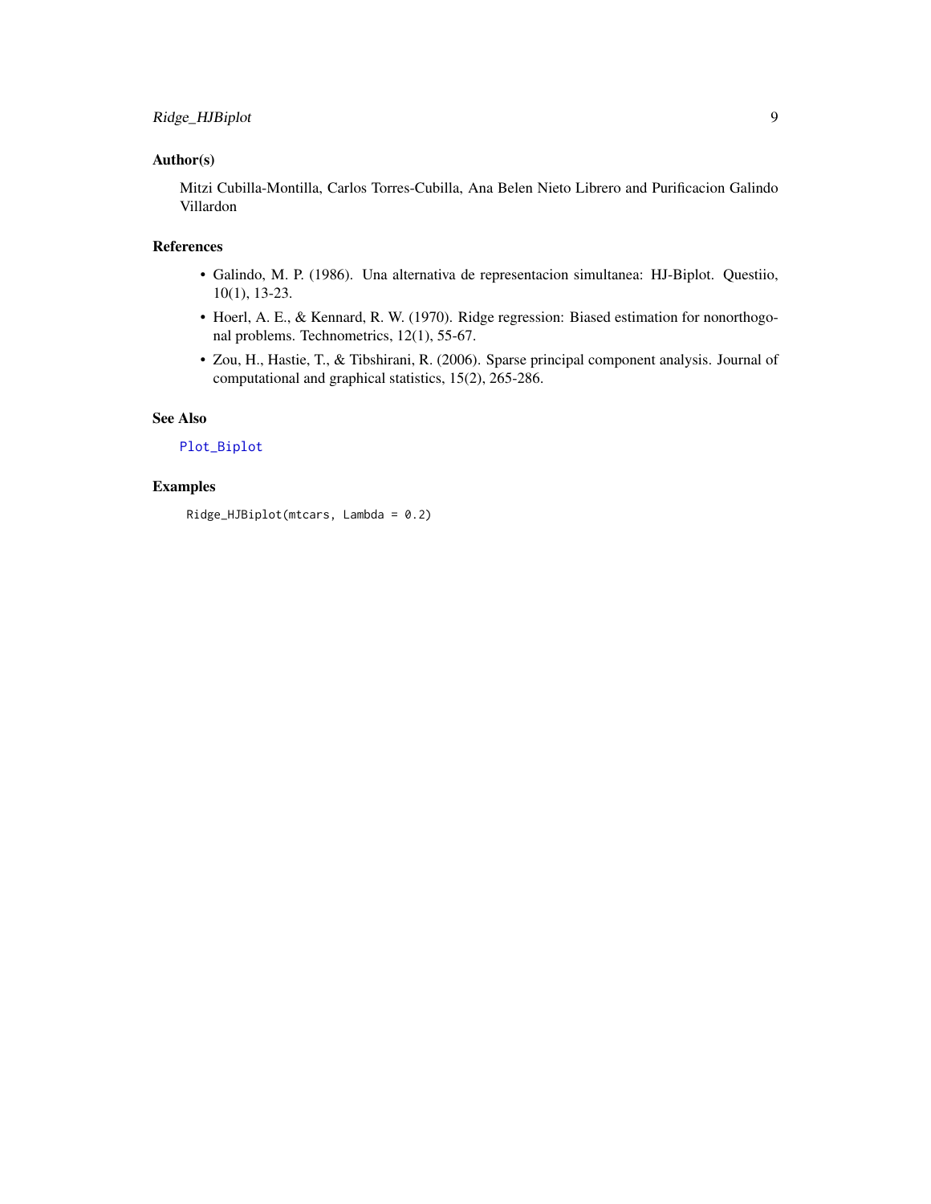## Author(s)

Mitzi Cubilla-Montilla, Carlos Torres-Cubilla, Ana Belen Nieto Librero and Purificacion Galindo Villardon

## References

- Galindo, M. P. (1986). Una alternativa de representacion simultanea: HJ-Biplot. Questiio, 10(1), 13-23.
- Hoerl, A. E., & Kennard, R. W. (1970). Ridge regression: Biased estimation for nonorthogonal problems. Technometrics, 12(1), 55-67.
- Zou, H., Hastie, T., & Tibshirani, R. (2006). Sparse principal component analysis. Journal of computational and graphical statistics, 15(2), 265-286.

## See Also

Plot_Biplot

## Examples

```
Ridge_HJBiplot(mtcars, Lambda = 0.2)
```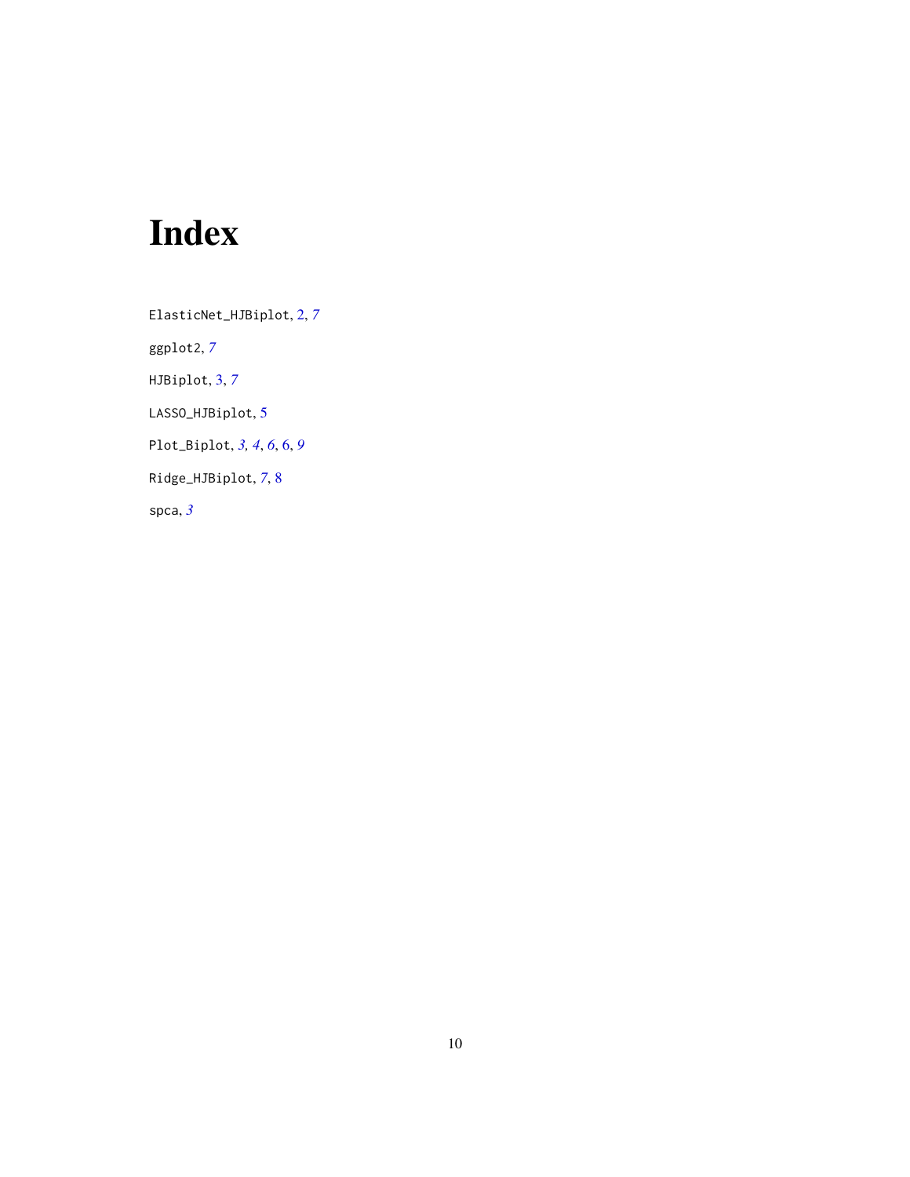# Index

ElasticNet_HJBiplot, 2, *7*

ggplot2, *7*

HJBiplot, 3, *7*

LASSO_HJBiplot, 5

Plot_Biplot, *3, 4*, *6*, 6, *9*

Ridge_HJBiplot, *7*, 8

spca, *3*